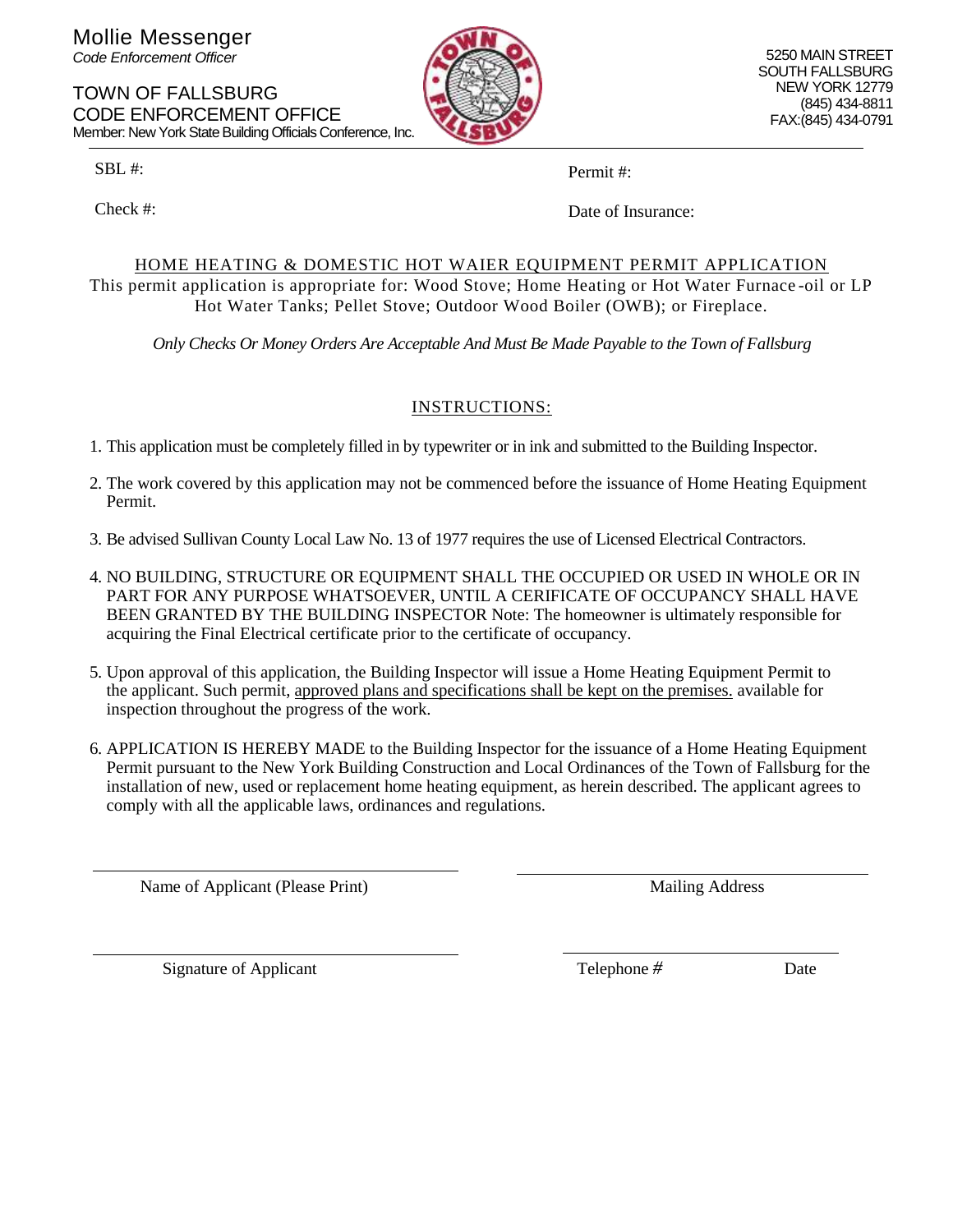Mollie Messenger
*Code Enforcement Officer*

TOWN OF FALLSBURG
CODE ENFORCEMENT OFFICE
Member: New York State Building Officials Conference, Inc.

5250 MAIN STREET
SOUTH FALLSBURG
NEW YORK 12779
(845) 434-8811
FAX:(845) 434-0791

SBL #:

Permit #:

Check #:

Date of Insurance:

## HOME HEATING & DOMESTIC HOT WAIER EQUIPMENT PERMIT APPLICATION

This permit application is appropriate for: Wood Stove; Home Heating or Hot Water Furnace -oil or LP Hot Water Tanks; Pellet Stove; Outdoor Wood Boiler (OWB); or Fireplace.

*Only Checks Or Money Orders Are Acceptable And Must Be Made Payable to the Town of Fallsburg*

### INSTRUCTIONS:

1. This application must be completely filled in by typewriter or in ink and submitted to the Building Inspector.
2. The work covered by this application may not be commenced before the issuance of Home Heating Equipment Permit.
3. Be advised Sullivan County Local Law No. 13 of 1977 requires the use of Licensed Electrical Contractors.
4. NO BUILDING, STRUCTURE OR EQUIPMENT SHALL THE OCCUPIED OR USED IN WHOLE OR IN PART FOR ANY PURPOSE WHATSOEVER, UNTIL A CERIFICATE OF OCCUPANCY SHALL HAVE BEEN GRANTED BY THE BUILDING INSPECTOR Note: The homeowner is ultimately responsible for acquiring the Final Electrical certificate prior to the certificate of occupancy.
5. Upon approval of this application, the Building Inspector will issue a Home Heating Equipment Permit to the applicant. Such permit, approved plans and specifications shall be kept on the premises. available for inspection throughout the progress of the work.
6. APPLICATION IS HEREBY MADE to the Building Inspector for the issuance of a Home Heating Equipment Permit pursuant to the New York Building Construction and Local Ordinances of the Town of Fallsburg for the installation of new, used or replacement home heating equipment, as herein described. The applicant agrees to comply with all the applicable laws, ordinances and regulations.

______________________________
Name of Applicant (Please Print)

______________________________
Mailing Address

______________________________
Signature of Applicant

______________________________
Telephone # Date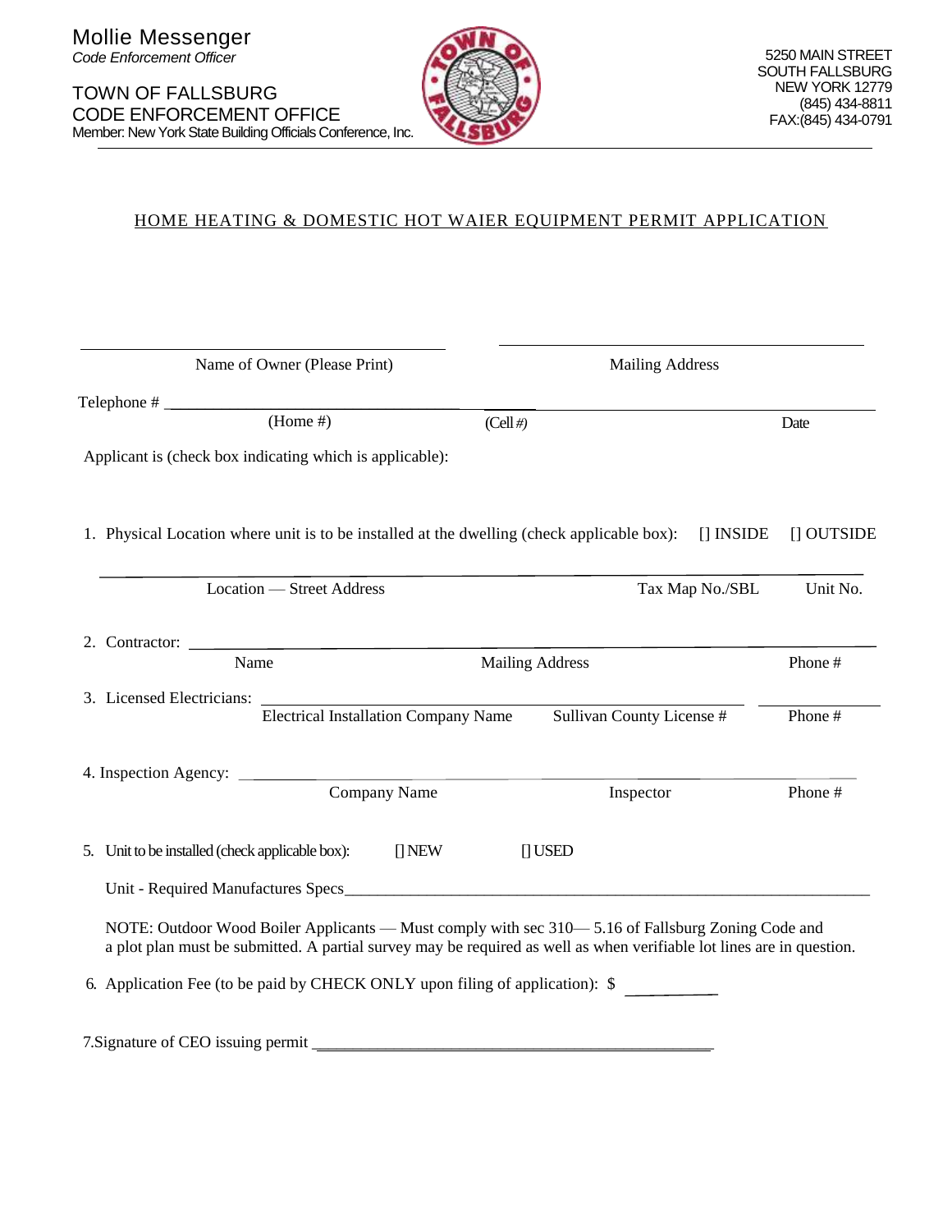Mollie Messenger
*Code Enforcement Officer*

TOWN OF FALLSBURG
CODE ENFORCEMENT OFFICE
Member: New York State Building Officials Conference, Inc.

5250 MAIN STREET
SOUTH FALLSBURG
NEW YORK 12779
(845) 434-8811
FAX:(845) 434-0791

## HOME HEATING & DOMESTIC HOT WAIER EQUIPMENT PERMIT APPLICATION

______________________________ ______________________________
Name of Owner (Please Print) Mailing Address

Telephone # ______________________ ______ ______________________
(Home #) (Cell #) Date

Applicant is (check box indicating which is applicable):

1. Physical Location where unit is to be installed at the dwelling (check applicable box): [] INSIDE [] OUTSIDE

______________________________________________________________
Location — Street Address Tax Map No./SBL Unit No.

2. Contractor: ______________________________________________________
Name Mailing Address Phone #

3. Licensed Electricians: ______________________________________________
Electrical Installation Company Name Sullivan County License # Phone #

4. Inspection Agency: ________________________________________________
Company Name Inspector Phone #

5. Unit to be installed (check applicable box): [] NEW [] USED

Unit - Required Manufactures Specs________________________________________

NOTE: Outdoor Wood Boiler Applicants — Must comply with sec 310— 5.16 of Fallsburg Zoning Code and a plot plan must be submitted. A partial survey may be required as well as when verifiable lot lines are in question.

6. Application Fee (to be paid by CHECK ONLY upon filing of application): $ __________

7.Signature of CEO issuing permit ________________________________________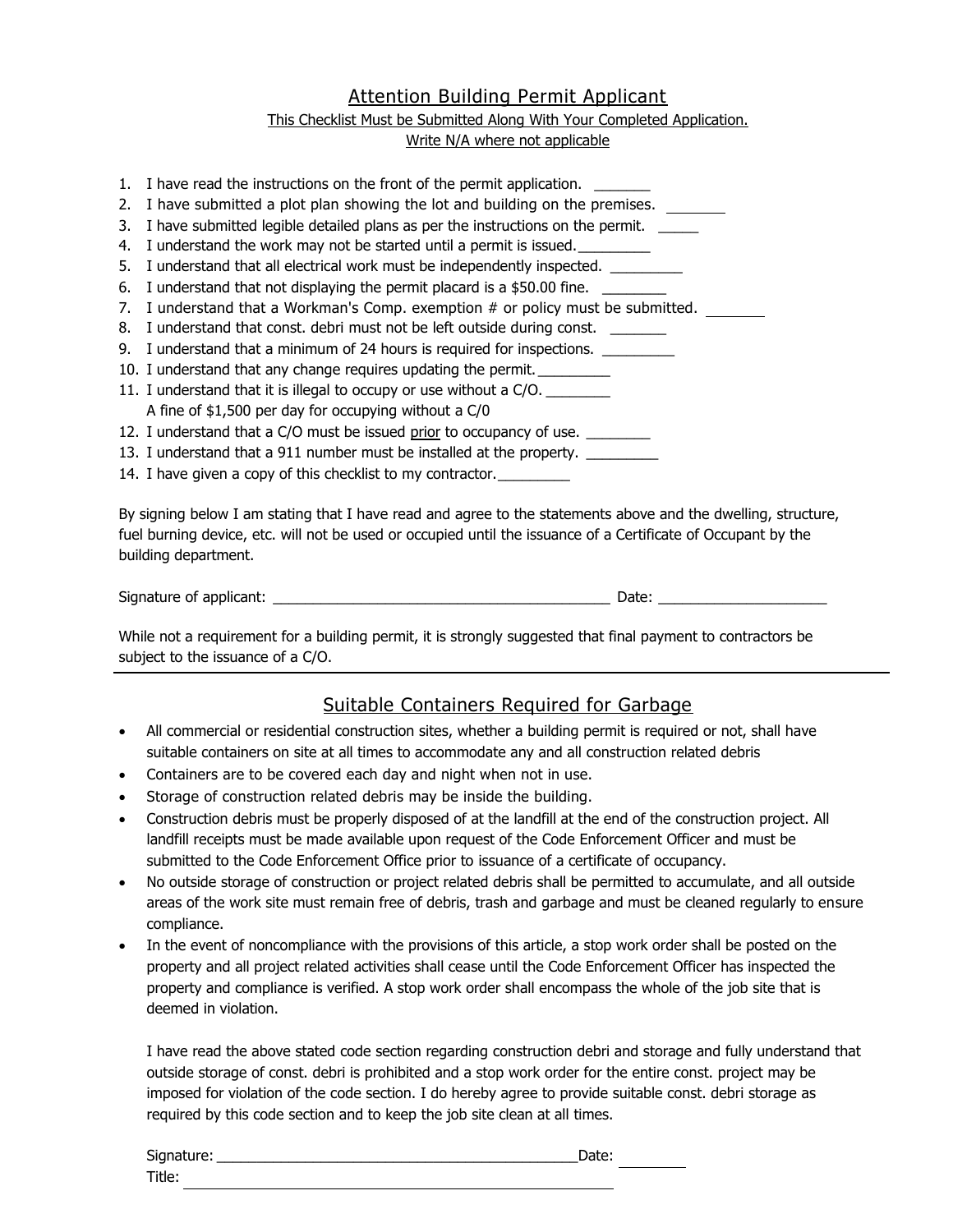## Attention Building Permit Applicant

This Checklist Must be Submitted Along With Your Completed Application.

Write N/A where not applicable

1. I have read the instructions on the front of the permit application. _______
2. I have submitted a plot plan showing the lot and building on the premises. ________
3. I have submitted legible detailed plans as per the instructions on the permit. _____
4. I understand the work may not be started until a permit is issued._________
5. I understand that all electrical work must be independently inspected. _________
6. I understand that not displaying the permit placard is a $50.00 fine. ________
7. I understand that a Workman's Comp. exemption # or policy must be submitted. ________
8. I understand that const. debri must not be left outside during const. _______
9. I understand that a minimum of 24 hours is required for inspections. _________
10. I understand that any change requires updating the permit._________
11. I understand that it is illegal to occupy or use without a C/O. ________
    A fine of $1,500 per day for occupying without a C/0
12. I understand that a C/O must be issued prior to occupancy of use. ________
13. I understand that a 911 number must be installed at the property. _________
14. I have given a copy of this checklist to my contractor._________

By signing below I am stating that I have read and agree to the statements above and the dwelling, structure, fuel burning device, etc. will not be used or occupied until the issuance of a Certificate of Occupant by the building department.

Signature of applicant: ___________________________________________ Date: _____________________

While not a requirement for a building permit, it is strongly suggested that final payment to contractors be subject to the issuance of a C/O.

---

## Suitable Containers Required for Garbage

- All commercial or residential construction sites, whether a building permit is required or not, shall have suitable containers on site at all times to accommodate any and all construction related debris
- Containers are to be covered each day and night when not in use.
- Storage of construction related debris may be inside the building.
- Construction debris must be properly disposed of at the landfill at the end of the construction project. All landfill receipts must be made available upon request of the Code Enforcement Officer and must be submitted to the Code Enforcement Office prior to issuance of a certificate of occupancy.
- No outside storage of construction or project related debris shall be permitted to accumulate, and all outside areas of the work site must remain free of debris, trash and garbage and must be cleaned regularly to ensure compliance.
- In the event of noncompliance with the provisions of this article, a stop work order shall be posted on the property and all project related activities shall cease until the Code Enforcement Officer has inspected the property and compliance is verified. A stop work order shall encompass the whole of the job site that is deemed in violation.

I have read the above stated code section regarding construction debri and storage and fully understand that outside storage of const. debri is prohibited and a stop work order for the entire const. project may be imposed for violation of the code section. I do hereby agree to provide suitable const. debri storage as required by this code section and to keep the job site clean at all times.

Signature: ______________________________________________Date: _________

Title: ________________________________________________________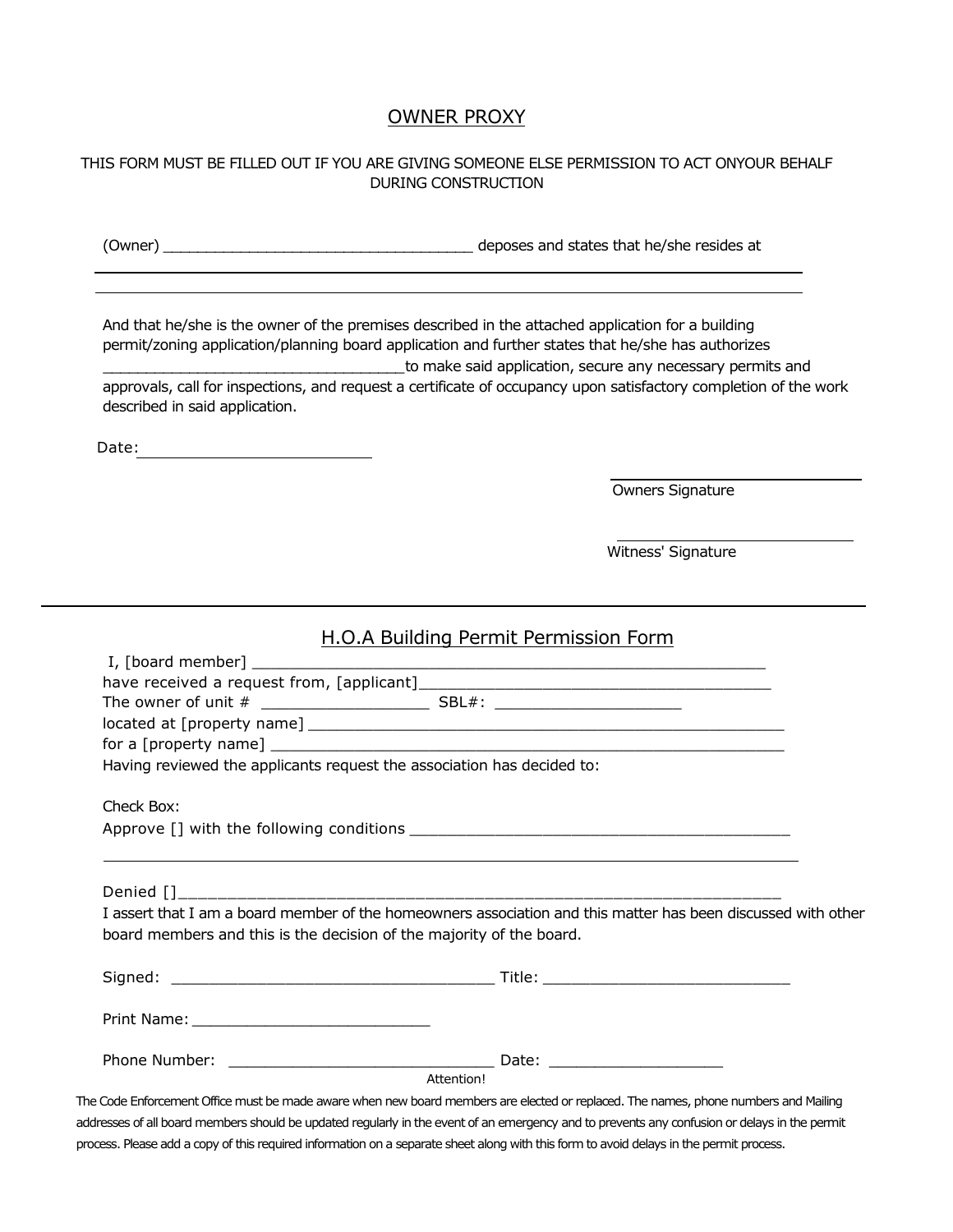## OWNER PROXY

THIS FORM MUST BE FILLED OUT IF YOU ARE GIVING SOMEONE ELSE PERMISSION TO ACT ONYOUR BEHALF DURING CONSTRUCTION

(Owner) ____________________________________ deposes and states that he/she resides at

______________________________________________________________________

______________________________________________________________________

And that he/she is the owner of the premises described in the attached application for a building permit/zoning application/planning board application and further states that he/she has authorizes __________________________________to make said application, secure any necessary permits and approvals, call for inspections, and request a certificate of occupancy upon satisfactory completion of the work described in said application.

Date: _________________________

_____________________________
Owners Signature

_____________________________
Witness' Signature

---

## H.O.A Building Permit Permission Form

I, [board member] _____________________________________________________

have received a request from, [applicant]_______________________________________

The owner of unit # __________________ SBL#: ____________________

located at [property name] _____________________________________________

for a [property name] _________________________________________________

Having reviewed the applicants request the association has decided to:

Check Box:

Approve [] with the following conditions __________________________________________

______________________________________________________________________

Denied []______________________________________________________________

I assert that I am a board member of the homeowners association and this matter has been discussed with other board members and this is the decision of the majority of the board.

Signed: ___________________________________ Title: ___________________________

Print Name: ___________________________

Phone Number: ______________________________ Date: ___________________

Attention!

The Code Enforcement Office must be made aware when new board members are elected or replaced. The names, phone numbers and Mailing addresses of all board members should be updated regularly in the event of an emergency and to prevents any confusion or delays in the permit process. Please add a copy of this required information on a separate sheet along with this form to avoid delays in the permit process.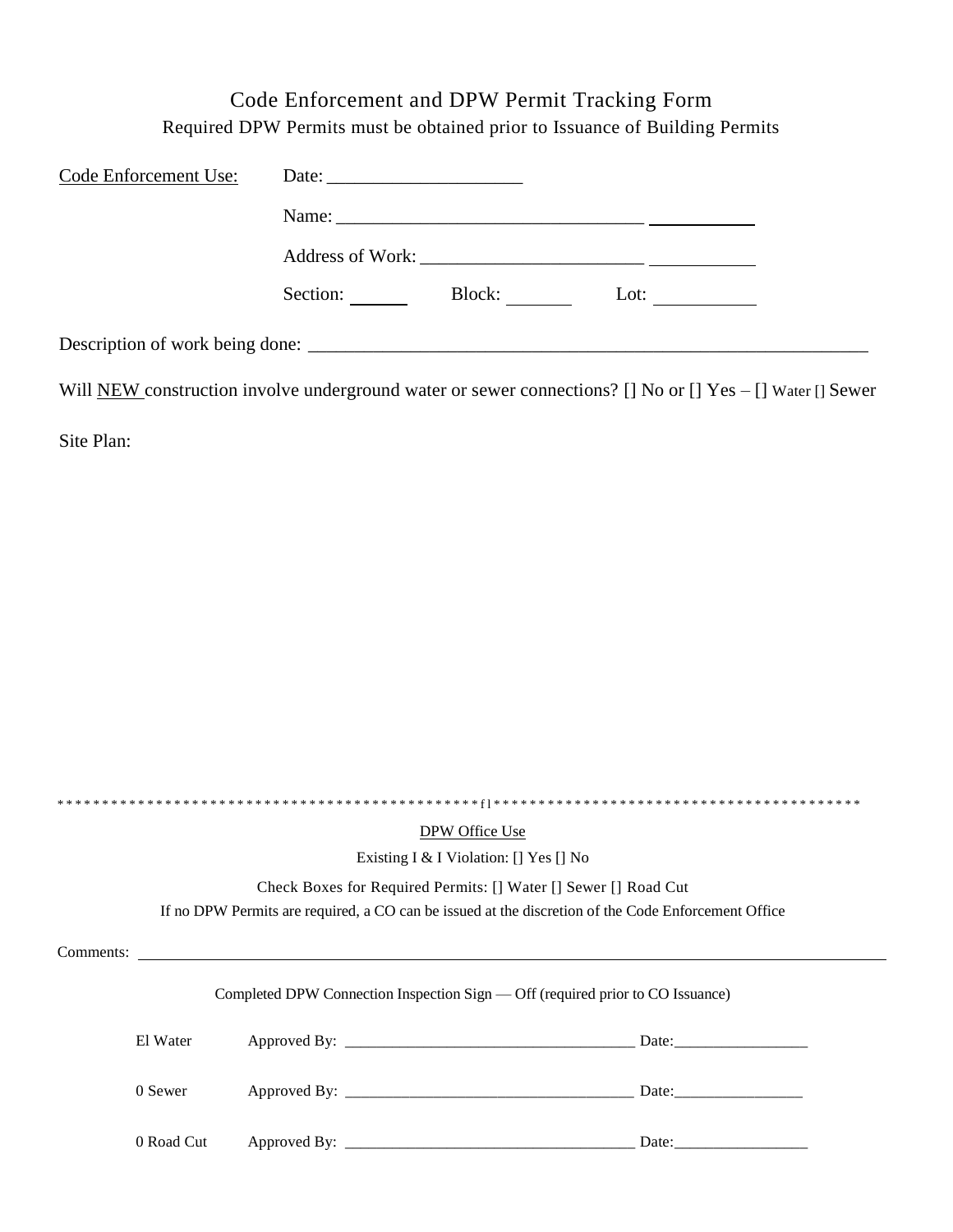# Code Enforcement and DPW Permit Tracking Form

Required DPW Permits must be obtained prior to Issuance of Building Permits

Code Enforcement Use: Date: ____________________

Name: ________________________________ __________

Address of Work: _______________________ __________

Section: ______ Block: _______ Lot: __________

Description of work being done: ____________________________________________________________

Will NEW construction involve underground water or sewer connections? [] No or [] Yes – [] Water [] Sewer

Site Plan:

**********************************************f l******************************************

DPW Office Use

Existing I & I Violation: [] Yes [] No

Check Boxes for Required Permits: [] Water [] Sewer [] Road Cut

If no DPW Permits are required, a CO can be issued at the discretion of the Code Enforcement Office

Comments: ______________________________________________________________________________________

Completed DPW Connection Inspection Sign — Off (required prior to CO Issuance)

El Water Approved By: ___________________________________ Date:________________

0 Sewer Approved By: ___________________________________ Date:________________

0 Road Cut Approved By: ___________________________________ Date:________________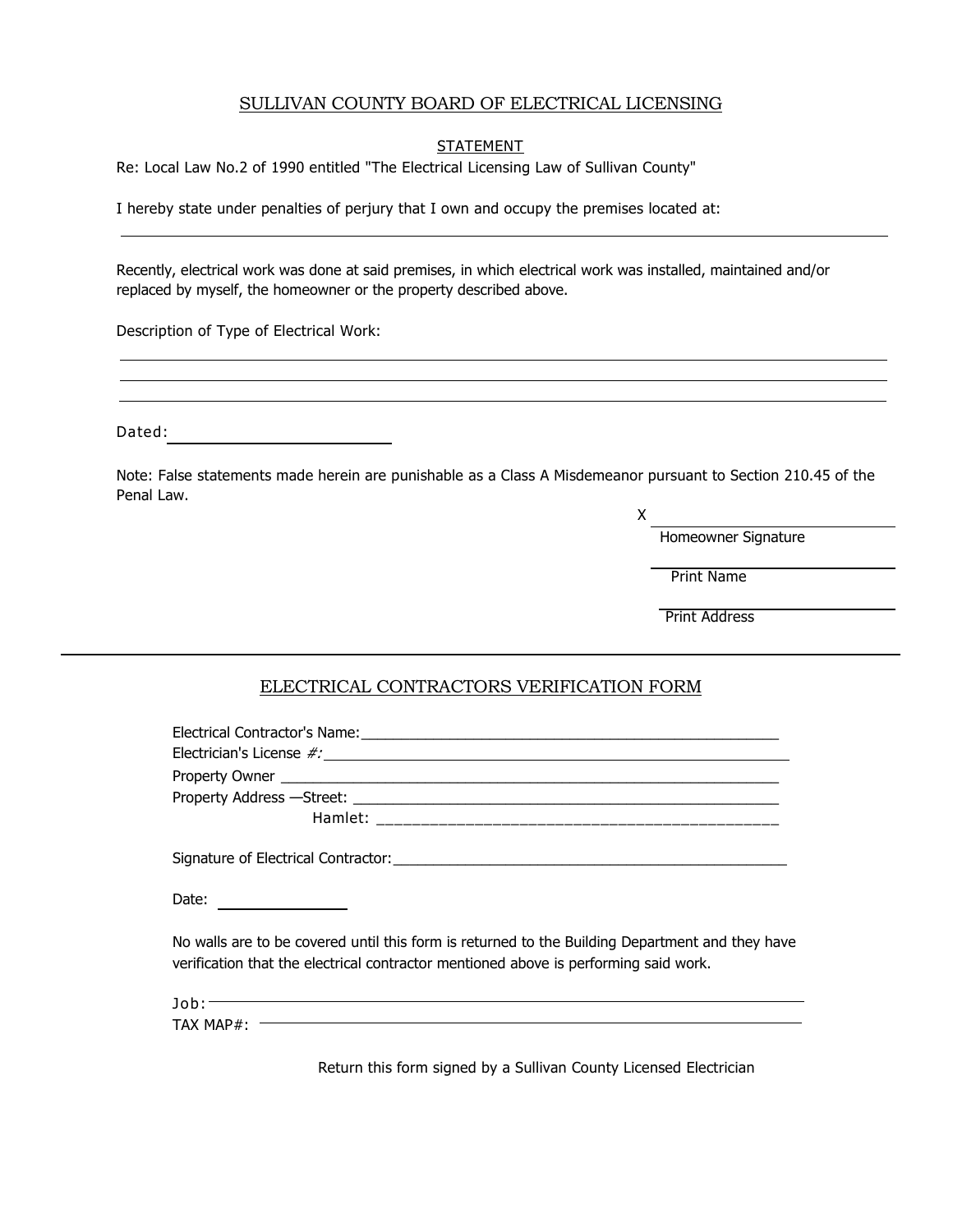# SULLIVAN COUNTY BOARD OF ELECTRICAL LICENSING

## STATEMENT

Re: Local Law No.2 of 1990 entitled "The Electrical Licensing Law of Sullivan County"

I hereby state under penalties of perjury that I own and occupy the premises located at:

______________________________________________________________________

Recently, electrical work was done at said premises, in which electrical work was installed, maintained and/or replaced by myself, the homeowner or the property described above.

Description of Type of Electrical Work:

______________________________________________________________________

______________________________________________________________________

______________________________________________________________________

Dated: ____________________

Note: False statements made herein are punishable as a Class A Misdemeanor pursuant to Section 210.45 of the Penal Law.

X ______________________
Homeowner Signature

______________________
Print Name

______________________
Print Address

---

## ELECTRICAL CONTRACTORS VERIFICATION FORM

Electrical Contractor's Name: ________________________________________________

Electrician's License *#:* ________________________________________________

Property Owner ________________________________________________

Property Address —Street: ________________________________________________

Hamlet: ________________________________________________

Signature of Electrical Contractor: ________________________________________________

Date: ______________

No walls are to be covered until this form is returned to the Building Department and they have verification that the electrical contractor mentioned above is performing said work.

Job: ________________________________________________

TAX MAP#: ________________________________________________

Return this form signed by a Sullivan County Licensed Electrician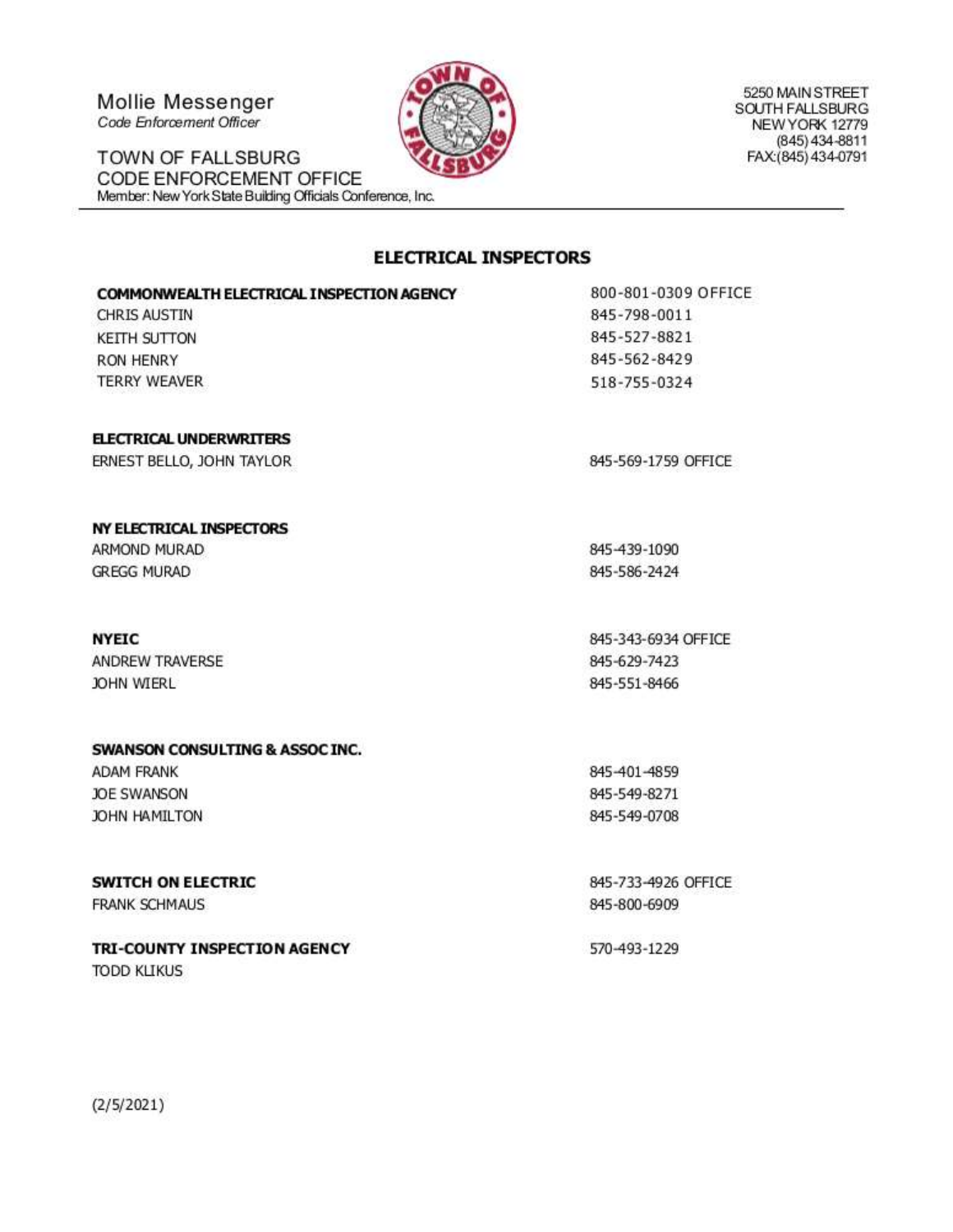Mollie Messenger
*Code Enforcement Officer*

TOWN OF FALLSBURG
CODE ENFORCEMENT OFFICE
Member: New York State Building Officials Conference, Inc.

5250 MAIN STREET
SOUTH FALLSBURG
NEW YORK 12779
(845) 434-8811
FAX:(845) 434-0791

## ELECTRICAL INSPECTORS

| | |
|---|---|
| **COMMONWEALTH ELECTRICAL INSPECTION AGENCY** | 800-801-0309 OFFICE |
| CHRIS AUSTIN | 845-798-0011 |
| KEITH SUTTON | 845-527-8821 |
| RON HENRY | 845-562-8429 |
| TERRY WEAVER | 518-755-0324 |
| | |
| **ELECTRICAL UNDERWRITERS** | |
| ERNEST BELLO, JOHN TAYLOR | 845-569-1759 OFFICE |
| | |
| **NY ELECTRICAL INSPECTORS** | |
| ARMOND MURAD | 845-439-1090 |
| GREGG MURAD | 845-586-2424 |
| | |
| **NYEIC** | 845-343-6934 OFFICE |
| ANDREW TRAVERSE | 845-629-7423 |
| JOHN WIERL | 845-551-8466 |
| | |
| **SWANSON CONSULTING & ASSOC INC.** | |
| ADAM FRANK | 845-401-4859 |
| JOE SWANSON | 845-549-8271 |
| JOHN HAMILTON | 845-549-0708 |
| | |
| **SWITCH ON ELECTRIC** | 845-733-4926 OFFICE |
| FRANK SCHMAUS | 845-800-6909 |
| | |
| **TRI-COUNTY INSPECTION AGENCY** | 570-493-1229 |
| TODD KLIKUS | |

(2/5/2021)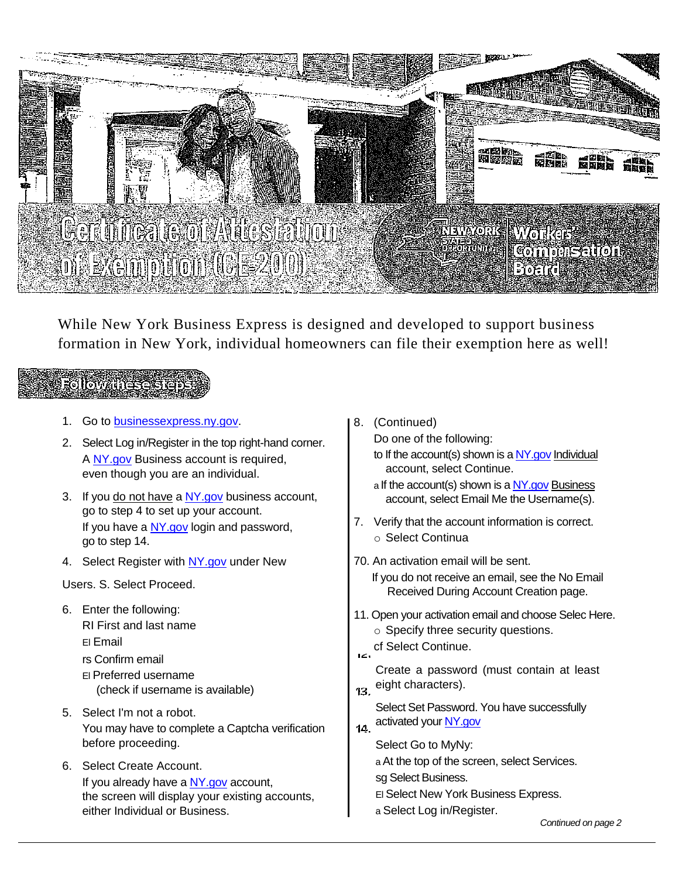# Certificate of Attestation of Exemption (CE-200)

NEW YORK STATE OF OPPORTUNITY. Workers' Compensation Board

While New York Business Express is designed and developed to support business formation in New York, individual homeowners can file their exemption here as well!

## Follow these steps:

1. Go to businessexpress.ny.gov.
2. Select Log in/Register in the top right-hand corner. A NY.gov Business account is required, even though you are an individual.
3. If you do not have a NY.gov business account, go to step 4 to set up your account. If you have a NY.gov login and password, go to step 14.
4. Select Register with NY.gov under New Users.
5. Select Proceed.
6. Enter the following:
   - First and last name
   - Email
   - Confirm email
   - Preferred username (check if username is available)
7. Select I'm not a robot. You may have to complete a Captcha verification before proceeding.
8. Select Create Account. If you already have a NY.gov account, the screen will display your existing accounts, either Individual or Business.

8. (Continued) Do one of the following:
   - If the account(s) shown is a NY.gov Individual account, select Continue.
   - If the account(s) shown is a NY.gov Business account, select Email Me the Username(s).
9. Verify that the account information is correct.
   - Select Continue.
10. An activation email will be sent. If you do not receive an email, see the No Email Received During Account Creation page.
11. Open your activation email and choose Select Here.
    - Specify three security questions.
    - Select Continue.
12. Create a password (must contain at least eight characters).
13. Select Set Password. You have successfully activated your NY.gov
14. Select Go to MyNy:
    - At the top of the screen, select Services.
    - Select Business.
    - Select New York Business Express.
    - Select Log in/Register.

*Continued on page 2*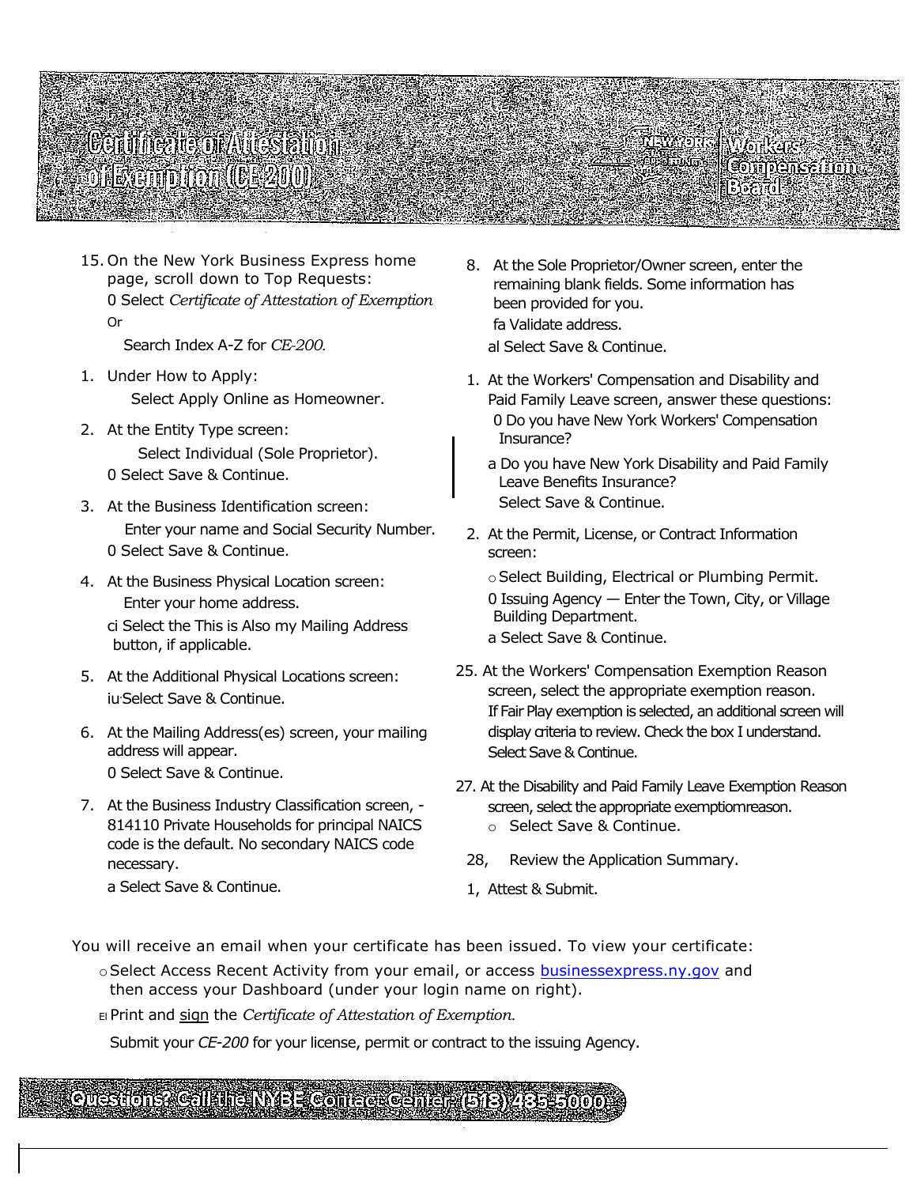# Certificate of Attestation of Exemption (CE-200)

New York | Workers' Compensation Board

15. On the New York Business Express home page, scroll down to Top Requests:
    0 Select *Certificate of Attestation of Exemption*
    Or
    Search Index A-Z for *CE-200.*
1. Under How to Apply:
    Select Apply Online as Homeowner.
2. At the Entity Type screen:
    Select Individual (Sole Proprietor).
    0 Select Save & Continue.
3. At the Business Identification screen:
    Enter your name and Social Security Number.
    0 Select Save & Continue.
4. At the Business Physical Location screen:
    Enter your home address.
    ci Select the This is Also my Mailing Address button, if applicable.
5. At the Additional Physical Locations screen:
    iu Select Save & Continue.
6. At the Mailing Address(es) screen, your mailing address will appear.
    0 Select Save & Continue.
7. At the Business Industry Classification screen, - 814110 Private Households for principal NAICS code is the default. No secondary NAICS code necessary.
    a Select Save & Continue.
8. At the Sole Proprietor/Owner screen, enter the remaining blank fields. Some information has been provided for you.
    fa Validate address.
    al Select Save & Continue.
1. At the Workers' Compensation and Disability and Paid Family Leave screen, answer these questions:
    0 Do you have New York Workers' Compensation Insurance?
    a Do you have New York Disability and Paid Family Leave Benefits Insurance?
    Select Save & Continue.
2. At the Permit, License, or Contract Information screen:
    o Select Building, Electrical or Plumbing Permit.
    0 Issuing Agency — Enter the Town, City, or Village Building Department.
    a Select Save & Continue.

25. At the Workers' Compensation Exemption Reason screen, select the appropriate exemption reason. If Fair Play exemption is selected, an additional screen will display criteria to review. Check the box I understand. Select Save & Continue.

27. At the Disability and Paid Family Leave Exemption Reason screen, select the appropriate exemptiomreason.
    o Select Save & Continue.

28, Review the Application Summary.

1, Attest & Submit.

You will receive an email when your certificate has been issued. To view your certificate:

- Select Access Recent Activity from your email, or access businessexpress.ny.gov and then access your Dashboard (under your login name on right).
- Print and sign the *Certificate of Attestation of Exemption.*

Submit your *CE-200* for your license, permit or contract to the issuing Agency.

**Questions? Call the NYBE Contact Center (518) 485-5000**